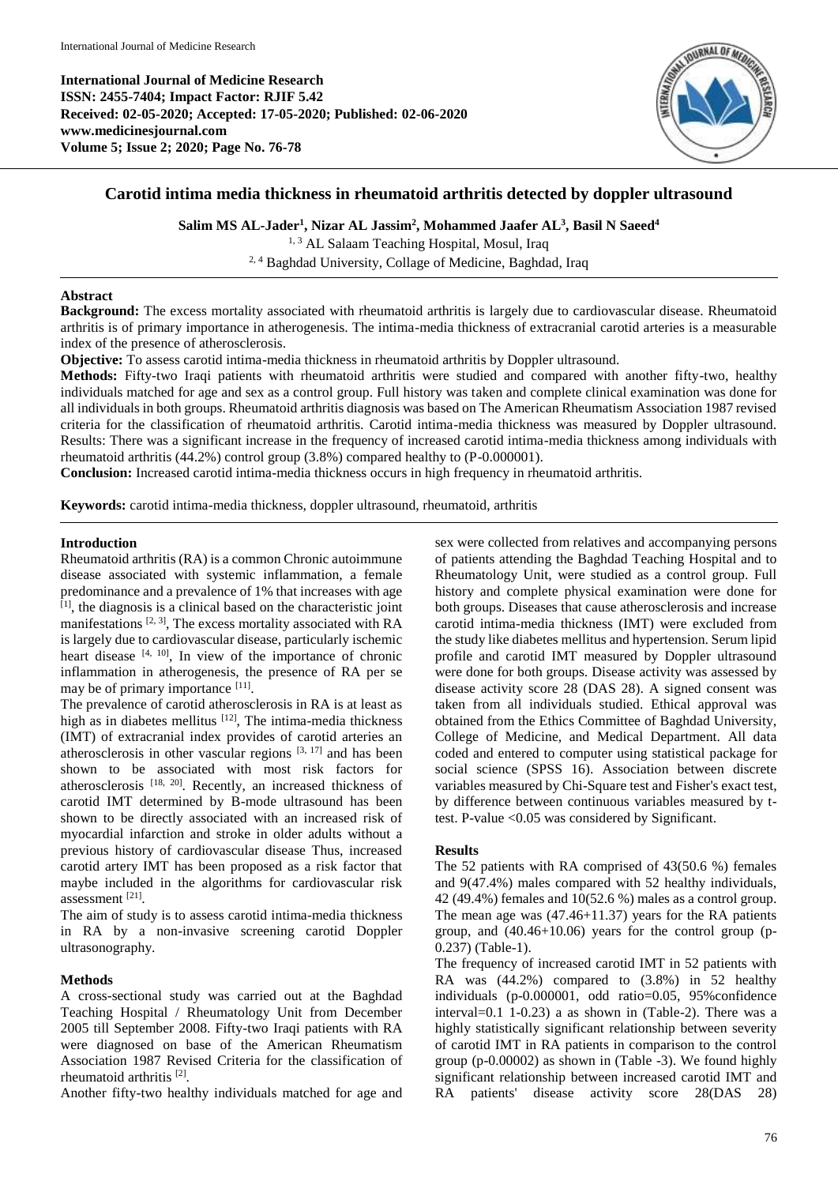**International Journal of Medicine Research**
**ISSN: 2455-7404; Impact Factor: RJIF 5.42**
**Received: 02-05-2020; Accepted: 17-05-2020; Published: 02-06-2020**
**www.medicinesjournal.com**
**Volume 5; Issue 2; 2020; Page No. 76-78**

# Carotid intima media thickness in rheumatoid arthritis detected by doppler ultrasound

**Salim MS AL-Jader[1], Nizar AL Jassim[2], Mohammed Jaafer AL[3], Basil N Saeed[4]**

[1, 3] AL Salaam Teaching Hospital, Mosul, Iraq

[2, 4] Baghdad University, Collage of Medicine, Baghdad, Iraq

## Abstract

**Background:** The excess mortality associated with rheumatoid arthritis is largely due to cardiovascular disease. Rheumatoid arthritis is of primary importance in atherogenesis. The intima-media thickness of extracranial carotid arteries is a measurable index of the presence of atherosclerosis.

**Objective:** To assess carotid intima-media thickness in rheumatoid arthritis by Doppler ultrasound.

**Methods:** Fifty-two Iraqi patients with rheumatoid arthritis were studied and compared with another fifty-two, healthy individuals matched for age and sex as a control group. Full history was taken and complete clinical examination was done for all individuals in both groups. Rheumatoid arthritis diagnosis was based on The American Rheumatism Association 1987 revised criteria for the classification of rheumatoid arthritis. Carotid intima-media thickness was measured by Doppler ultrasound. Results: There was a significant increase in the frequency of increased carotid intima-media thickness among individuals with rheumatoid arthritis (44.2%) control group (3.8%) compared healthy to (P-0.000001).

**Conclusion:** Increased carotid intima-media thickness occurs in high frequency in rheumatoid arthritis.

**Keywords:** carotid intima-media thickness, doppler ultrasound, rheumatoid, arthritis

## Introduction

Rheumatoid arthritis (RA) is a common Chronic autoimmune disease associated with systemic inflammation, a female predominance and a prevalence of 1% that increases with age [1], the diagnosis is a clinical based on the characteristic joint manifestations [2, 3], The excess mortality associated with RA is largely due to cardiovascular disease, particularly ischemic heart disease [4, 10], In view of the importance of chronic inflammation in atherogenesis, the presence of RA per se may be of primary importance [11].

The prevalence of carotid atherosclerosis in RA is at least as high as in diabetes mellitus [12], The intima-media thickness (IMT) of extracranial index provides of carotid arteries an atherosclerosis in other vascular regions [3, 17] and has been shown to be associated with most risk factors for atherosclerosis [18, 20]. Recently, an increased thickness of carotid IMT determined by B-mode ultrasound has been shown to be directly associated with an increased risk of myocardial infarction and stroke in older adults without a previous history of cardiovascular disease Thus, increased carotid artery IMT has been proposed as a risk factor that maybe included in the algorithms for cardiovascular risk assessment [21].

The aim of study is to assess carotid intima-media thickness in RA by a non-invasive screening carotid Doppler ultrasonography.

## Methods

A cross-sectional study was carried out at the Baghdad Teaching Hospital / Rheumatology Unit from December 2005 till September 2008. Fifty-two Iraqi patients with RA were diagnosed on base of the American Rheumatism Association 1987 Revised Criteria for the classification of rheumatoid arthritis [2].

Another fifty-two healthy individuals matched for age and sex were collected from relatives and accompanying persons of patients attending the Baghdad Teaching Hospital and to Rheumatology Unit, were studied as a control group. Full history and complete physical examination were done for both groups. Diseases that cause atherosclerosis and increase carotid intima-media thickness (IMT) were excluded from the study like diabetes mellitus and hypertension. Serum lipid profile and carotid IMT measured by Doppler ultrasound were done for both groups. Disease activity was assessed by disease activity score 28 (DAS 28). A signed consent was taken from all individuals studied. Ethical approval was obtained from the Ethics Committee of Baghdad University, College of Medicine, and Medical Department. All data coded and entered to computer using statistical package for social science (SPSS 16). Association between discrete variables measured by Chi-Square test and Fisher's exact test, by difference between continuous variables measured by t-test. P-value <0.05 was considered by Significant.

## Results

The 52 patients with RA comprised of 43(50.6 %) females and 9(47.4%) males compared with 52 healthy individuals, 42 (49.4%) females and 10(52.6 %) males as a control group. The mean age was (47.46+11.37) years for the RA patients group, and (40.46+10.06) years for the control group (p-0.237) (Table-1).

The frequency of increased carotid IMT in 52 patients with RA was (44.2%) compared to (3.8%) in 52 healthy individuals (p-0.000001, odd ratio=0.05, 95%confidence interval=0.1 1-0.23) a as shown in (Table-2). There was a highly statistically significant relationship between severity of carotid IMT in RA patients in comparison to the control group (p-0.00002) as shown in (Table -3). We found highly significant relationship between increased carotid IMT and RA patients' disease activity score 28(DAS 28)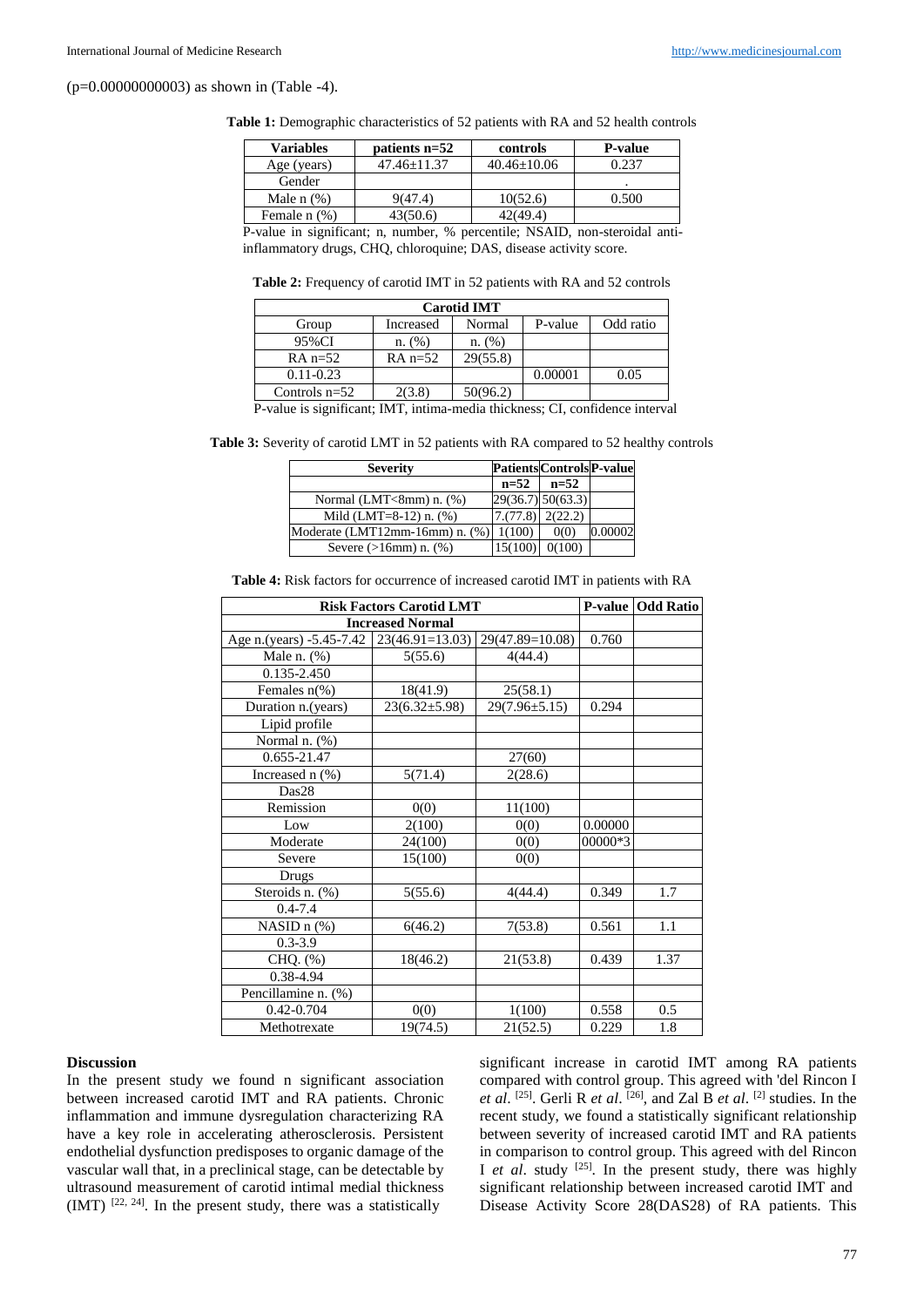(p=0.00000000003) as shown in (Table -4).

**Table 1:** Demographic characteristics of 52 patients with RA and 52 health controls

| Variables | patients n=52 | controls | P-value |
|---|---|---|---|
| Age (years) | 47.46±11.37 | 40.46±10.06 | 0.237 |
| Gender | | | . |
| Male n (%) | 9(47.4) | 10(52.6) | 0.500 |
| Female n (%) | 43(50.6) | 42(49.4) | |

P-value in significant; n, number, % percentile; NSAID, non-steroidal anti-inflammatory drugs, CHQ, chloroquine; DAS, disease activity score.

**Table 2:** Frequency of carotid IMT in 52 patients with RA and 52 controls

| Carotid IMT | | | | |
|---|---|---|---|---|
| Group | Increased | Normal | P-value | Odd ratio |
| 95%CI | n. (%) | n. (%) | | |
| RA n=52 | RA n=52 | 29(55.8) | | |
| 0.11-0.23 | | | 0.00001 | 0.05 |
| Controls n=52 | 2(3.8) | 50(96.2) | | |

P-value is significant; IMT, intima-media thickness; CI, confidence interval

**Table 3:** Severity of carotid LMT in 52 patients with RA compared to 52 healthy controls

| Severity | Patients | Controls | P-value |
|---|---|---|---|
| | n=52 | n=52 | |
| Normal (LMT<8mm) n. (%) | 29(36.7) | 50(63.3) | |
| Mild (LMT=8-12) n. (%) | 7.(77.8) | 2(22.2) | |
| Moderate (LMT12mm-16mm) n. (%) | 1(100) | 0(0) | 0.00002 |
| Severe (>16mm) n. (%) | 15(100) | 0(100) | |

**Table 4:** Risk factors for occurrence of increased carotid IMT in patients with RA

| Risk Factors Carotid LMT | | | P-value | Odd Ratio |
|---|---|---|---|---|
| Increased Normal | | | | |
| Age n.(years) -5.45-7.42 | 23(46.91=13.03) | 29(47.89=10.08) | 0.760 | |
| Male n. (%) | 5(55.6) | 4(44.4) | | |
| 0.135-2.450 | | | | |
| Females n(%) | 18(41.9) | 25(58.1) | | |
| Duration n.(years) | 23(6.32±5.98) | 29(7.96±5.15) | 0.294 | |
| Lipid profile | | | | |
| Normal n. (%) | | | | |
| 0.655-21.47 | | 27(60) | | |
| Increased n (%) | 5(71.4) | 2(28.6) | | |
| Das28 | | | | |
| Remission | 0(0) | 11(100) | | |
| Low | 2(100) | 0(0) | 0.00000 | |
| Moderate | 24(100) | 0(0) | 00000*3 | |
| Severe | 15(100) | 0(0) | | |
| Drugs | | | | |
| Steroids n. (%) | 5(55.6) | 4(44.4) | 0.349 | 1.7 |
| 0.4-7.4 | | | | |
| NASID n (%) | 6(46.2) | 7(53.8) | 0.561 | 1.1 |
| 0.3-3.9 | | | | |
| CHQ. (%) | 18(46.2) | 21(53.8) | 0.439 | 1.37 |
| 0.38-4.94 | | | | |
| Pencillamine n. (%) | | | | |
| 0.42-0.704 | 0(0) | 1(100) | 0.558 | 0.5 |
| Methotrexate | 19(74.5) | 21(52.5) | 0.229 | 1.8 |

### Discussion

In the present study we found n significant association between increased carotid IMT and RA patients. Chronic inflammation and immune dysregulation characterizing RA have a key role in accelerating atherosclerosis. Persistent endothelial dysfunction predisposes to organic damage of the vascular wall that, in a preclinical stage, can be detectable by ultrasound measurement of carotid intimal medial thickness (IMT) [22, 24]. In the present study, there was a statistically significant increase in carotid IMT among RA patients compared with control group. This agreed with 'del Rincon I *et al*. [25]. Gerli R *et al*. [26], and Zal B *et al*. [2] studies. In the recent study, we found a statistically significant relationship between severity of increased carotid IMT and RA patients in comparison to control group. This agreed with del Rincon I *et al*. study [25]. In the present study, there was highly significant relationship between increased carotid IMT and Disease Activity Score 28(DAS28) of RA patients. This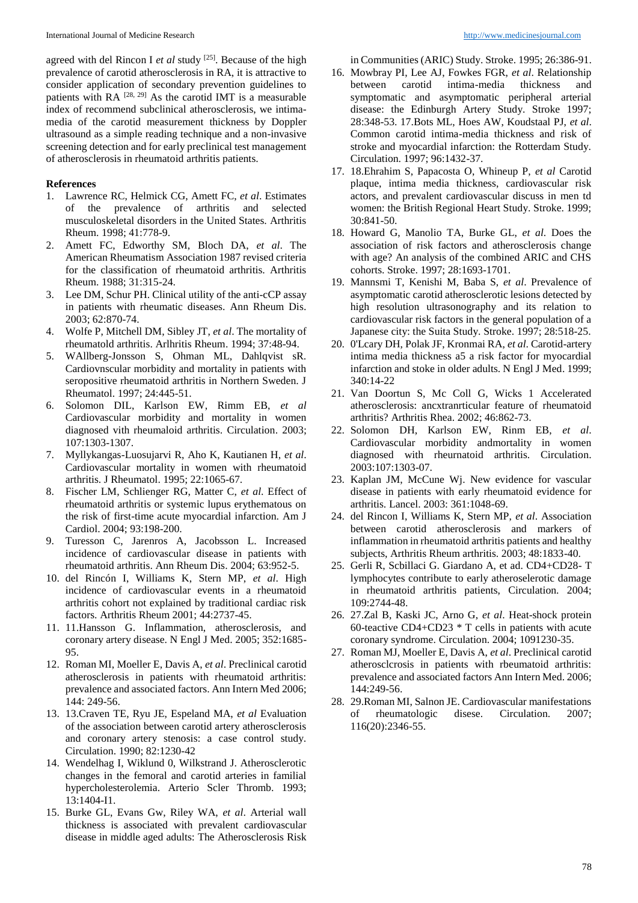agreed with del Rincon I *et al* study [25]. Because of the high prevalence of carotid atherosclerosis in RA, it is attractive to consider application of secondary prevention guidelines to patients with RA [28, 29] As the carotid IMT is a measurable index of recommend subclinical atherosclerosis, we intima-media of the carotid measurement thickness by Doppler ultrasound as a simple reading technique and a non-invasive screening detection and for early preclinical test management of atherosclerosis in rheumatoid arthritis patients.

**References**

1. Lawrence RC, Helmick CG, Amett FC, *et al*. Estimates of the prevalence of arthritis and selected musculoskeletal disorders in the United States. Arthritis Rheum. 1998; 41:778-9.
2. Amett FC, Edworthy SM, Bloch DA, *et al*. The American Rheumatism Association 1987 revised criteria for the classification of rheumatoid arthritis. Arthritis Rheum. 1988; 31:315-24.
3. Lee DM, Schur PH. Clinical utility of the anti-cCP assay in patients with rheumatic diseases. Ann Rheum Dis. 2003; 62:870-74.
4. Wolfe P, Mitchell DM, Sibley JT, *et al*. The mortality of rheumatold arthritis. Arlhritis Rheum. 1994; 37:48-94.
5. WAllberg-Jonsson S, Ohman ML, Dahlqvist sR. Cardiovnscular morbidity and mortality in patients with seropositive rheumatoid arthritis in Northern Sweden. J Rheumatol. 1997; 24:445-51.
6. Solomon DIL, Karlson EW, Rimm EB, *et al* Cardiovascular morbidity and mortality in women diagnosed vith rheumaloid arthritis. Circulation. 2003; 107:1303-1307.
7. Myllykangas-Luosujarvi R, Aho K, Kautianen H, *et al*. Cardiovascular mortality in women with rheumatoid arthritis. J Rheumatol. 1995; 22:1065-67.
8. Fischer LM, Schlienger RG, Matter C, *et al*. Effect of rheumatoid arthritis or systemic lupus erythematous on the risk of first-time acute myocardial infarction. Am J Cardiol. 2004; 93:198-200.
9. Turesson C, Jarenros A, Jacobsson L. Increased incidence of cardiovascular disease in patients with rheumatoid arthritis. Ann Rheum Dis. 2004; 63:952-5.
10. del Rincón I, Williams K, Stern MP, *et al*. High incidence of cardiovascular events in a rheumatoid arthritis cohort not explained by traditional cardiac risk factors. Arthritis Rheum 2001; 44:2737-45.
11. 11.Hansson G. Inflammation, atherosclerosis, and coronary artery disease. N Engl J Med. 2005; 352:1685-95.
12. Roman MI, Moeller E, Davis A, *et al*. Preclinical carotid atherosclerosis in patients with rheumatoid arthritis: prevalence and associated factors. Ann Intern Med 2006; 144: 249-56.
13. 13.Craven TE, Ryu JE, Espeland MA, *et al* Evaluation of the association between carotid artery atherosclerosis and coronary artery stenosis: a case control study. Circulation. 1990; 82:1230-42
14. Wendelhag I, Wiklund 0, Wilkstrand J. Atherosclerotic changes in the femoral and carotid arteries in familial hypercholesterolemia. Arterio Scler Thromb. 1993; 13:1404-I1.
15. Burke GL, Evans Gw, Riley WA, *et al*. Arterial wall thickness is associated with prevalent cardiovascular disease in middle aged adults: The Atherosclerosis Risk in Communities (ARIC) Study. Stroke. 1995; 26:386-91.
16. Mowbray PI, Lee AJ, Fowkes FGR, *et al*. Relationship between carotid intima-media thickness and symptomatic and asymptomatic peripheral arterial disease: the Edinburgh Artery Study. Stroke 1997; 28:348-53. 17.Bots ML, Hoes AW, Koudstaal PJ, *et al*. Common carotid intima-media thickness and risk of stroke and myocardial infarction: the Rotterdam Study. Circulation. 1997; 96:1432-37.
17. 18.Ehrahim S, Papacosta O, Whineup P, *et al* Carotid plaque, intima media thickness, cardiovascular risk actors, and prevalent cardiovascular discuss in men td women: the British Regional Heart Study. Stroke. 1999; 30:841-50.
18. Howard G, Manolio TA, Burke GL, *et al*. Does the association of risk factors and atherosclerosis change with age? An analysis of the combined ARIC and CHS cohorts. Stroke. 1997; 28:1693-1701.
19. Mannsmi T, Kenishi M, Baba S, *et al*. Prevalence of asymptomatic carotid atherosclerotic lesions detected by high resolution ultrasonography and its relation to cardiovascular risk factors in the general population of a Japanese city: the Suita Study. Stroke. 1997; 28:518-25.
20. 0'Lcary DH, Polak JF, Kronmai RA, *et al*. Carotid-artery intima media thickness a5 a risk factor for myocardial infarction and stoke in older adults. N Engl J Med. 1999; 340:14-22
21. Van Doortun S, Mc Coll G, Wicks 1 Accelerated atherosclerosis: ancxtranrticular feature of rheumatoid arthritis? Arthritis Rhea. 2002; 46:862-73.
22. Solomon DH, Karlson EW, Rinm EB, *et al*. Cardiovascular morbidity andmortality in women diagnosed with rheurnatoid arthritis. Circulation. 2003:107:1303-07.
23. Kaplan JM, McCune Wj. New evidence for vascular disease in patients with early rheumatoid evidence for arthritis. Lancel. 2003: 361:1048-69.
24. del Rincon I, Williams K, Stern MP, *et al*. Association between carotid atherosclerosis and markers of inflammation in rheumatoid arthritis patients and healthy subjects, Arthritis Rheum arthritis. 2003; 48:1833-40.
25. Gerli R, Scbillaci G. Giardano A, et ad. CD4+CD28- T lymphocytes contribute to early atheroselerotic damage in rheumatoid arthritis patients, Circulation. 2004; 109:2744-48.
26. 27.Zal B, Kaski JC, Arno G, *et al*. Heat-shock protein 60-teactive CD4+CD23 * T cells in patients with acute coronary syndrome. Circulation. 2004; 1091230-35.
27. Roman MJ, Moeller E, Davis A, *et al*. Preclinical carotid atherosclcrosis in patients with rbeumatoid arthritis: prevalence and associated factors Ann Intern Med. 2006; 144:249-56.
28. 29.Roman MI, Salnon JE. Cardiovascular manifestations of rheumatologic disese. Circulation. 2007; 116(20):2346-55.